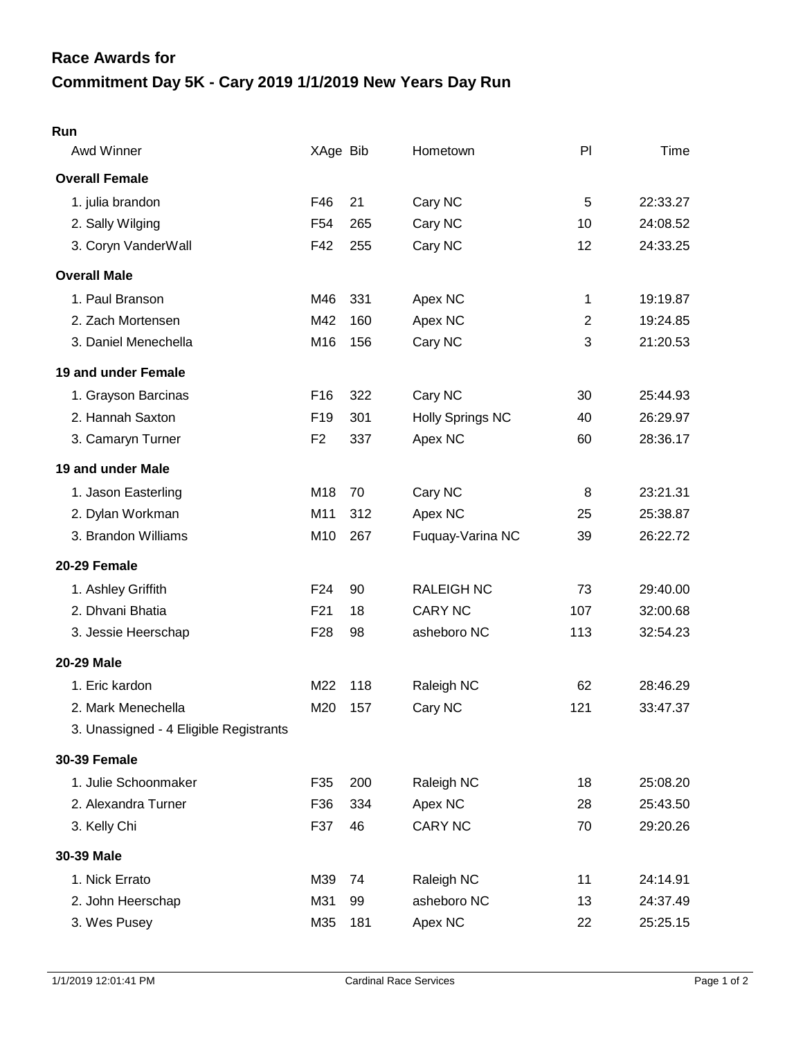## Race Awards for

# Commitment Day 5K - Cary 2019 1/1/2019 New Years Day Run

**Run**

| Awd Winner | XAge | Bib | Hometown | Pl | Time |
|---|---|---|---|---|---|
| **Overall Female** | | | | | |
| 1. julia brandon | F46 | 21 | Cary NC | 5 | 22:33.27 |
| 2. Sally Wilging | F54 | 265 | Cary NC | 10 | 24:08.52 |
| 3. Coryn VanderWall | F42 | 255 | Cary NC | 12 | 24:33.25 |
| **Overall Male** | | | | | |
| 1. Paul Branson | M46 | 331 | Apex NC | 1 | 19:19.87 |
| 2. Zach Mortensen | M42 | 160 | Apex NC | 2 | 19:24.85 |
| 3. Daniel Menechella | M16 | 156 | Cary NC | 3 | 21:20.53 |
| **19 and under Female** | | | | | |
| 1. Grayson Barcinas | F16 | 322 | Cary NC | 30 | 25:44.93 |
| 2. Hannah Saxton | F19 | 301 | Holly Springs NC | 40 | 26:29.97 |
| 3. Camaryn Turner | F2 | 337 | Apex NC | 60 | 28:36.17 |
| **19 and under Male** | | | | | |
| 1. Jason Easterling | M18 | 70 | Cary NC | 8 | 23:21.31 |
| 2. Dylan Workman | M11 | 312 | Apex NC | 25 | 25:38.87 |
| 3. Brandon Williams | M10 | 267 | Fuquay-Varina NC | 39 | 26:22.72 |
| **20-29 Female** | | | | | |
| 1. Ashley Griffith | F24 | 90 | RALEIGH NC | 73 | 29:40.00 |
| 2. Dhvani Bhatia | F21 | 18 | CARY NC | 107 | 32:00.68 |
| 3. Jessie Heerschap | F28 | 98 | asheboro NC | 113 | 32:54.23 |
| **20-29 Male** | | | | | |
| 1. Eric kardon | M22 | 118 | Raleigh NC | 62 | 28:46.29 |
| 2. Mark Menechella | M20 | 157 | Cary NC | 121 | 33:47.37 |
| 3. Unassigned - 4 Eligible Registrants | | | | | |
| **30-39 Female** | | | | | |
| 1. Julie Schoonmaker | F35 | 200 | Raleigh NC | 18 | 25:08.20 |
| 2. Alexandra Turner | F36 | 334 | Apex NC | 28 | 25:43.50 |
| 3. Kelly Chi | F37 | 46 | CARY NC | 70 | 29:20.26 |
| **30-39 Male** | | | | | |
| 1. Nick Errato | M39 | 74 | Raleigh NC | 11 | 24:14.91 |
| 2. John Heerschap | M31 | 99 | asheboro NC | 13 | 24:37.49 |
| 3. Wes Pusey | M35 | 181 | Apex NC | 22 | 25:25.15 |

1/1/2019 12:01:41 PM    Cardinal Race Services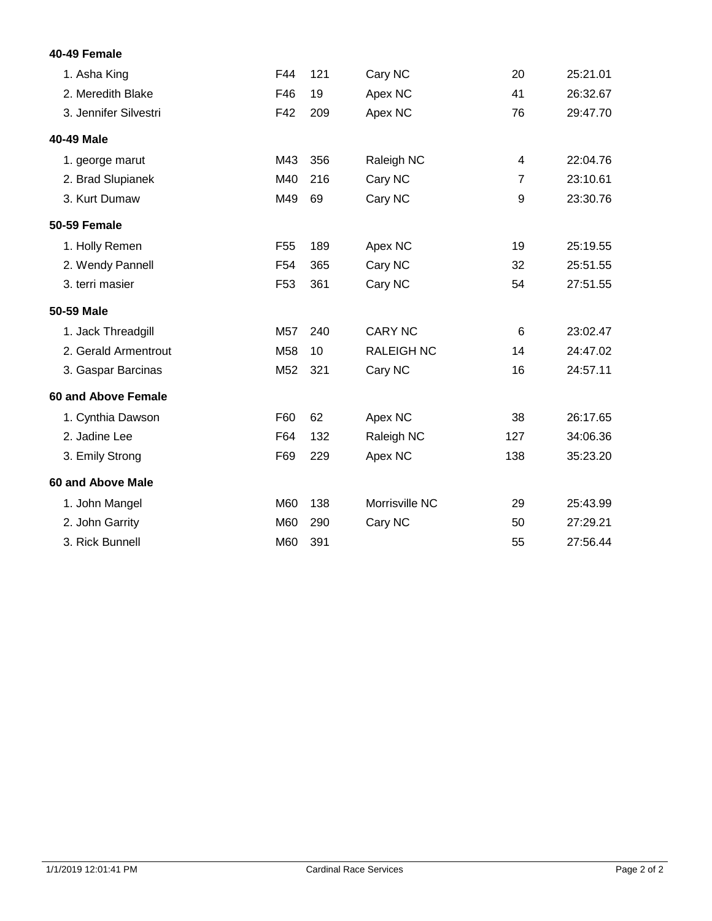**40-49 Female**

| | | | | | |
|---|---|---|---|---|---|
| 1. Asha King | F44 | 121 | Cary NC | 20 | 25:21.01 |
| 2. Meredith Blake | F46 | 19 | Apex NC | 41 | 26:32.67 |
| 3. Jennifer Silvestri | F42 | 209 | Apex NC | 76 | 29:47.70 |

**40-49 Male**

| | | | | | |
|---|---|---|---|---|---|
| 1. george marut | M43 | 356 | Raleigh NC | 4 | 22:04.76 |
| 2. Brad Slupianek | M40 | 216 | Cary NC | 7 | 23:10.61 |
| 3. Kurt Dumaw | M49 | 69 | Cary NC | 9 | 23:30.76 |

**50-59 Female**

| | | | | | |
|---|---|---|---|---|---|
| 1. Holly Remen | F55 | 189 | Apex NC | 19 | 25:19.55 |
| 2. Wendy Pannell | F54 | 365 | Cary NC | 32 | 25:51.55 |
| 3. terri masier | F53 | 361 | Cary NC | 54 | 27:51.55 |

**50-59 Male**

| | | | | | |
|---|---|---|---|---|---|
| 1. Jack Threadgill | M57 | 240 | CARY NC | 6 | 23:02.47 |
| 2. Gerald Armentrout | M58 | 10 | RALEIGH NC | 14 | 24:47.02 |
| 3. Gaspar Barcinas | M52 | 321 | Cary NC | 16 | 24:57.11 |

**60 and Above Female**

| | | | | | |
|---|---|---|---|---|---|
| 1. Cynthia Dawson | F60 | 62 | Apex NC | 38 | 26:17.65 |
| 2. Jadine Lee | F64 | 132 | Raleigh NC | 127 | 34:06.36 |
| 3. Emily Strong | F69 | 229 | Apex NC | 138 | 35:23.20 |

**60 and Above Male**

| | | | | | |
|---|---|---|---|---|---|
| 1. John Mangel | M60 | 138 | Morrisville NC | 29 | 25:43.99 |
| 2. John Garrity | M60 | 290 | Cary NC | 50 | 27:29.21 |
| 3. Rick Bunnell | M60 | 391 | | 55 | 27:56.44 |